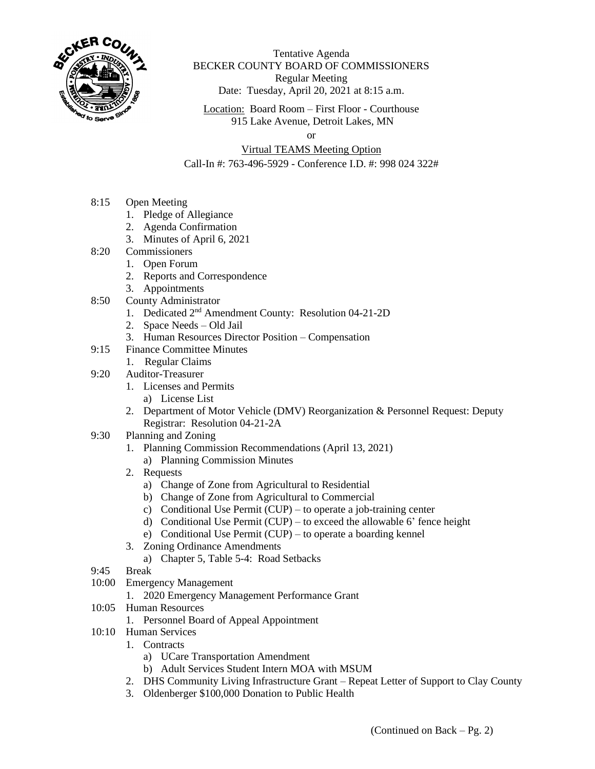Tentative Agenda
BECKER COUNTY BOARD OF COMMISSIONERS
Regular Meeting
Date: Tuesday, April 20, 2021 at 8:15 a.m.

Location: Board Room – First Floor - Courthouse
915 Lake Avenue, Detroit Lakes, MN
or
Virtual TEAMS Meeting Option
Call-In #: 763-496-5929 - Conference I.D. #: 998 024 322#

8:15 Open Meeting
1. Pledge of Allegiance
2. Agenda Confirmation
3. Minutes of April 6, 2021

8:20 Commissioners
1. Open Forum
2. Reports and Correspondence
3. Appointments

8:50 County Administrator
1. Dedicated 2nd Amendment County: Resolution 04-21-2D
2. Space Needs – Old Jail
3. Human Resources Director Position – Compensation

9:15 Finance Committee Minutes
1. Regular Claims

9:20 Auditor-Treasurer
1. Licenses and Permits
   a) License List
2. Department of Motor Vehicle (DMV) Reorganization & Personnel Request: Deputy Registrar: Resolution 04-21-2A

9:30 Planning and Zoning
1. Planning Commission Recommendations (April 13, 2021)
   a) Planning Commission Minutes
2. Requests
   a) Change of Zone from Agricultural to Residential
   b) Change of Zone from Agricultural to Commercial
   c) Conditional Use Permit (CUP) – to operate a job-training center
   d) Conditional Use Permit (CUP) – to exceed the allowable 6' fence height
   e) Conditional Use Permit (CUP) – to operate a boarding kennel
3. Zoning Ordinance Amendments
   a) Chapter 5, Table 5-4: Road Setbacks

9:45 Break

10:00 Emergency Management
1. 2020 Emergency Management Performance Grant

10:05 Human Resources
1. Personnel Board of Appeal Appointment

10:10 Human Services
1. Contracts
   a) UCare Transportation Amendment
   b) Adult Services Student Intern MOA with MSUM
2. DHS Community Living Infrastructure Grant – Repeat Letter of Support to Clay County
3. Oldenberger $100,000 Donation to Public Health

(Continued on Back – Pg. 2)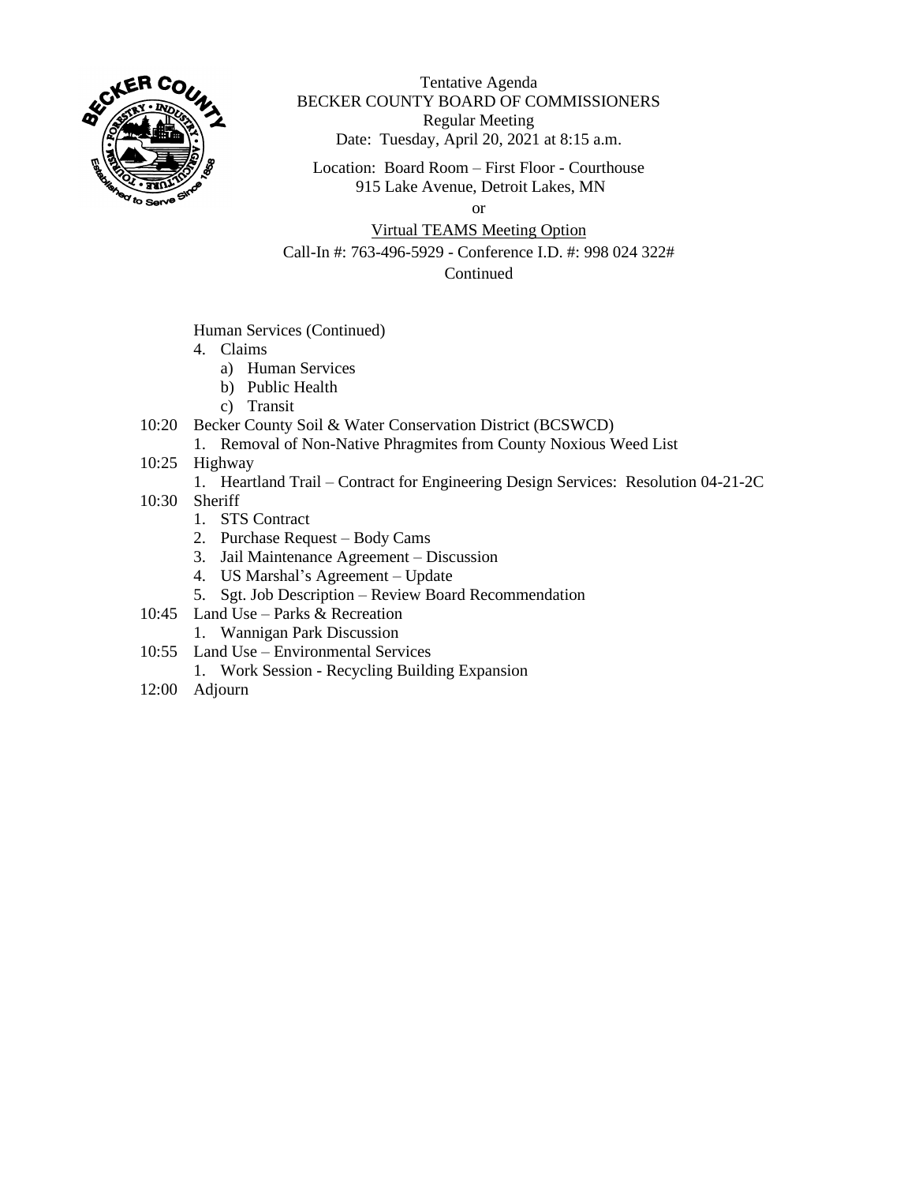Tentative Agenda
BECKER COUNTY BOARD OF COMMISSIONERS
Regular Meeting
Date: Tuesday, April 20, 2021 at 8:15 a.m.

Location: Board Room – First Floor - Courthouse
915 Lake Avenue, Detroit Lakes, MN

or

Virtual TEAMS Meeting Option
Call-In #: 763-496-5929 - Conference I.D. #: 998 024 322#
Continued

Human Services (Continued)

4. Claims
   a) Human Services
   b) Public Health
   c) Transit

10:20 Becker County Soil & Water Conservation District (BCSWCD)
1. Removal of Non-Native Phragmites from County Noxious Weed List

10:25 Highway
1. Heartland Trail – Contract for Engineering Design Services: Resolution 04-21-2C

10:30 Sheriff
1. STS Contract
2. Purchase Request – Body Cams
3. Jail Maintenance Agreement – Discussion
4. US Marshal's Agreement – Update
5. Sgt. Job Description – Review Board Recommendation

10:45 Land Use – Parks & Recreation
1. Wannigan Park Discussion

10:55 Land Use – Environmental Services
1. Work Session - Recycling Building Expansion

12:00 Adjourn